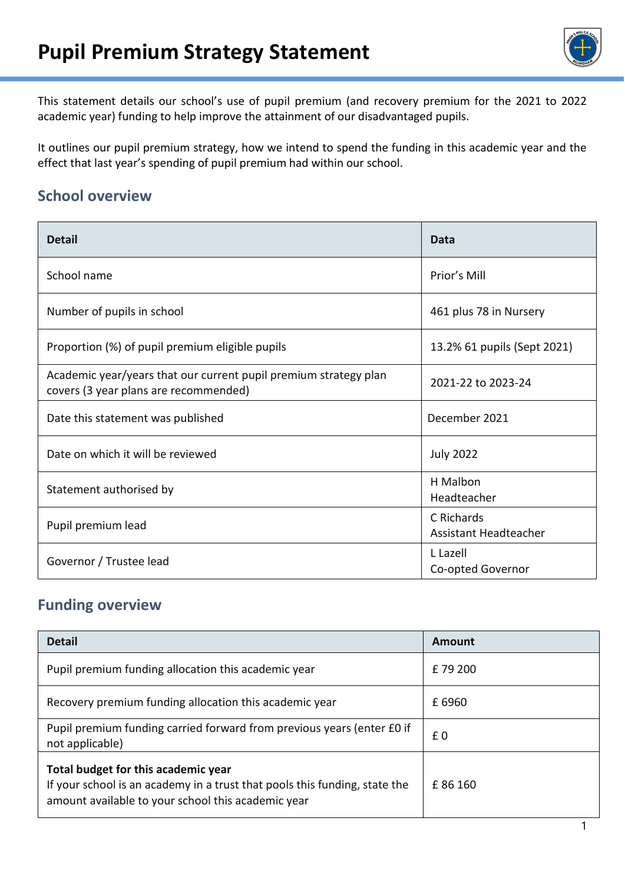# Pupil Premium Strategy Statement

This statement details our school's use of pupil premium (and recovery premium for the 2021 to 2022 academic year) funding to help improve the attainment of our disadvantaged pupils.

It outlines our pupil premium strategy, how we intend to spend the funding in this academic year and the effect that last year's spending of pupil premium had within our school.

## School overview

| Detail | Data |
|---|---|
| School name | Prior's Mill |
| Number of pupils in school | 461 plus 78 in Nursery |
| Proportion (%) of pupil premium eligible pupils | 13.2% 61 pupils (Sept 2021) |
| Academic year/years that our current pupil premium strategy plan covers (3 year plans are recommended) | 2021-22 to 2023-24 |
| Date this statement was published | December 2021 |
| Date on which it will be reviewed | July 2022 |
| Statement authorised by | H Malbon<br>Headteacher |
| Pupil premium lead | C Richards<br>Assistant Headteacher |
| Governor / Trustee lead | L Lazell<br>Co-opted Governor |

## Funding overview

| Detail | Amount |
|---|---|
| Pupil premium funding allocation this academic year | £ 79 200 |
| Recovery premium funding allocation this academic year | £ 6960 |
| Pupil premium funding carried forward from previous years (enter £0 if not applicable) | £ 0 |
| **Total budget for this academic year**<br>If your school is an academy in a trust that pools this funding, state the amount available to your school this academic year | £ 86 160 |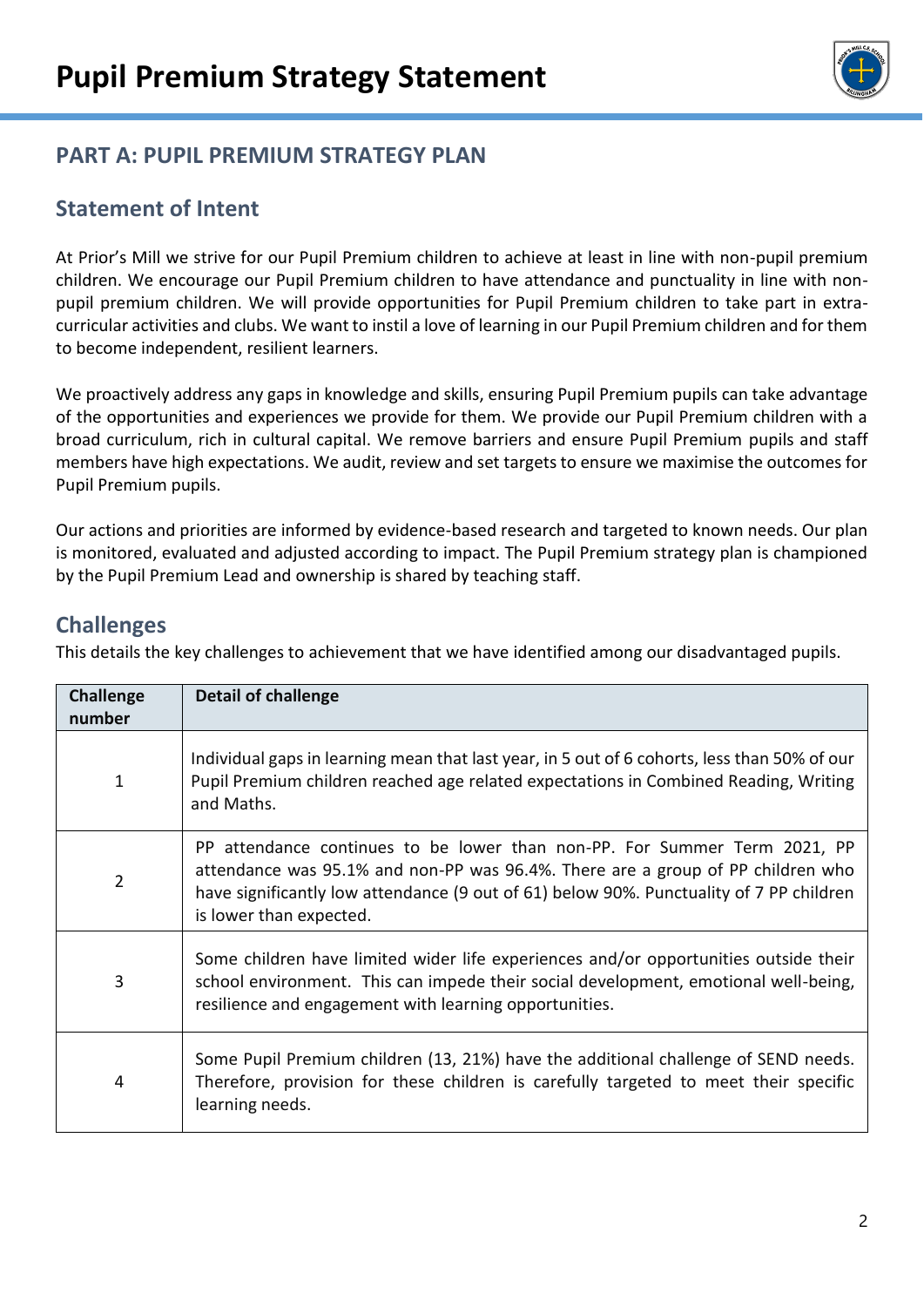# Pupil Premium Strategy Statement

## PART A: PUPIL PREMIUM STRATEGY PLAN

### Statement of Intent

At Prior's Mill we strive for our Pupil Premium children to achieve at least in line with non-pupil premium children. We encourage our Pupil Premium children to have attendance and punctuality in line with non-pupil premium children. We will provide opportunities for Pupil Premium children to take part in extra-curricular activities and clubs. We want to instil a love of learning in our Pupil Premium children and for them to become independent, resilient learners.

We proactively address any gaps in knowledge and skills, ensuring Pupil Premium pupils can take advantage of the opportunities and experiences we provide for them. We provide our Pupil Premium children with a broad curriculum, rich in cultural capital. We remove barriers and ensure Pupil Premium pupils and staff members have high expectations. We audit, review and set targets to ensure we maximise the outcomes for Pupil Premium pupils.

Our actions and priorities are informed by evidence-based research and targeted to known needs. Our plan is monitored, evaluated and adjusted according to impact. The Pupil Premium strategy plan is championed by the Pupil Premium Lead and ownership is shared by teaching staff.

### Challenges

This details the key challenges to achievement that we have identified among our disadvantaged pupils.

| Challenge number | Detail of challenge |
|---|---|
| 1 | Individual gaps in learning mean that last year, in 5 out of 6 cohorts, less than 50% of our Pupil Premium children reached age related expectations in Combined Reading, Writing and Maths. |
| 2 | PP attendance continues to be lower than non-PP. For Summer Term 2021, PP attendance was 95.1% and non-PP was 96.4%. There are a group of PP children who have significantly low attendance (9 out of 61) below 90%. Punctuality of 7 PP children is lower than expected. |
| 3 | Some children have limited wider life experiences and/or opportunities outside their school environment. This can impede their social development, emotional well-being, resilience and engagement with learning opportunities. |
| 4 | Some Pupil Premium children (13, 21%) have the additional challenge of SEND needs. Therefore, provision for these children is carefully targeted to meet their specific learning needs. |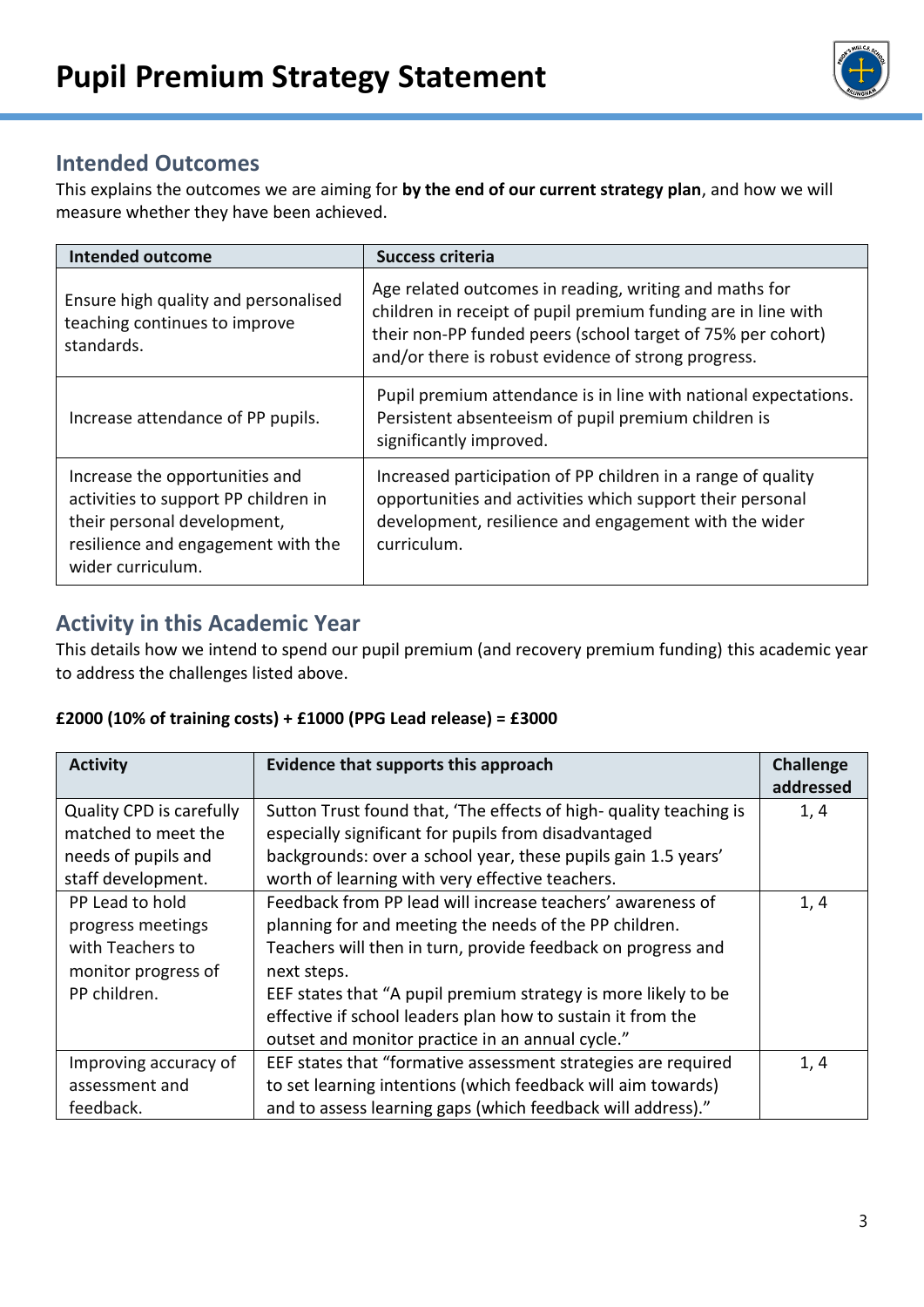# Pupil Premium Strategy Statement

## Intended Outcomes

This explains the outcomes we are aiming for **by the end of our current strategy plan**, and how we will measure whether they have been achieved.

| Intended outcome | Success criteria |
|---|---|
| Ensure high quality and personalised teaching continues to improve standards. | Age related outcomes in reading, writing and maths for children in receipt of pupil premium funding are in line with their non-PP funded peers (school target of 75% per cohort) and/or there is robust evidence of strong progress. |
| Increase attendance of PP pupils. | Pupil premium attendance is in line with national expectations. Persistent absenteeism of pupil premium children is significantly improved. |
| Increase the opportunities and activities to support PP children in their personal development, resilience and engagement with the wider curriculum. | Increased participation of PP children in a range of quality opportunities and activities which support their personal development, resilience and engagement with the wider curriculum. |

## Activity in this Academic Year

This details how we intend to spend our pupil premium (and recovery premium funding) this academic year to address the challenges listed above.

**£2000 (10% of training costs) + £1000 (PPG Lead release) = £3000**

| Activity | Evidence that supports this approach | Challenge addressed |
|---|---|---|
| Quality CPD is carefully matched to meet the needs of pupils and staff development. | Sutton Trust found that, 'The effects of high- quality teaching is especially significant for pupils from disadvantaged backgrounds: over a school year, these pupils gain 1.5 years' worth of learning with very effective teachers. | 1, 4 |
| PP Lead to hold progress meetings with Teachers to monitor progress of PP children. | Feedback from PP lead will increase teachers' awareness of planning for and meeting the needs of the PP children. Teachers will then in turn, provide feedback on progress and next steps. EEF states that "A pupil premium strategy is more likely to be effective if school leaders plan how to sustain it from the outset and monitor practice in an annual cycle." | 1, 4 |
| Improving accuracy of assessment and feedback. | EEF states that "formative assessment strategies are required to set learning intentions (which feedback will aim towards) and to assess learning gaps (which feedback will address)." | 1, 4 |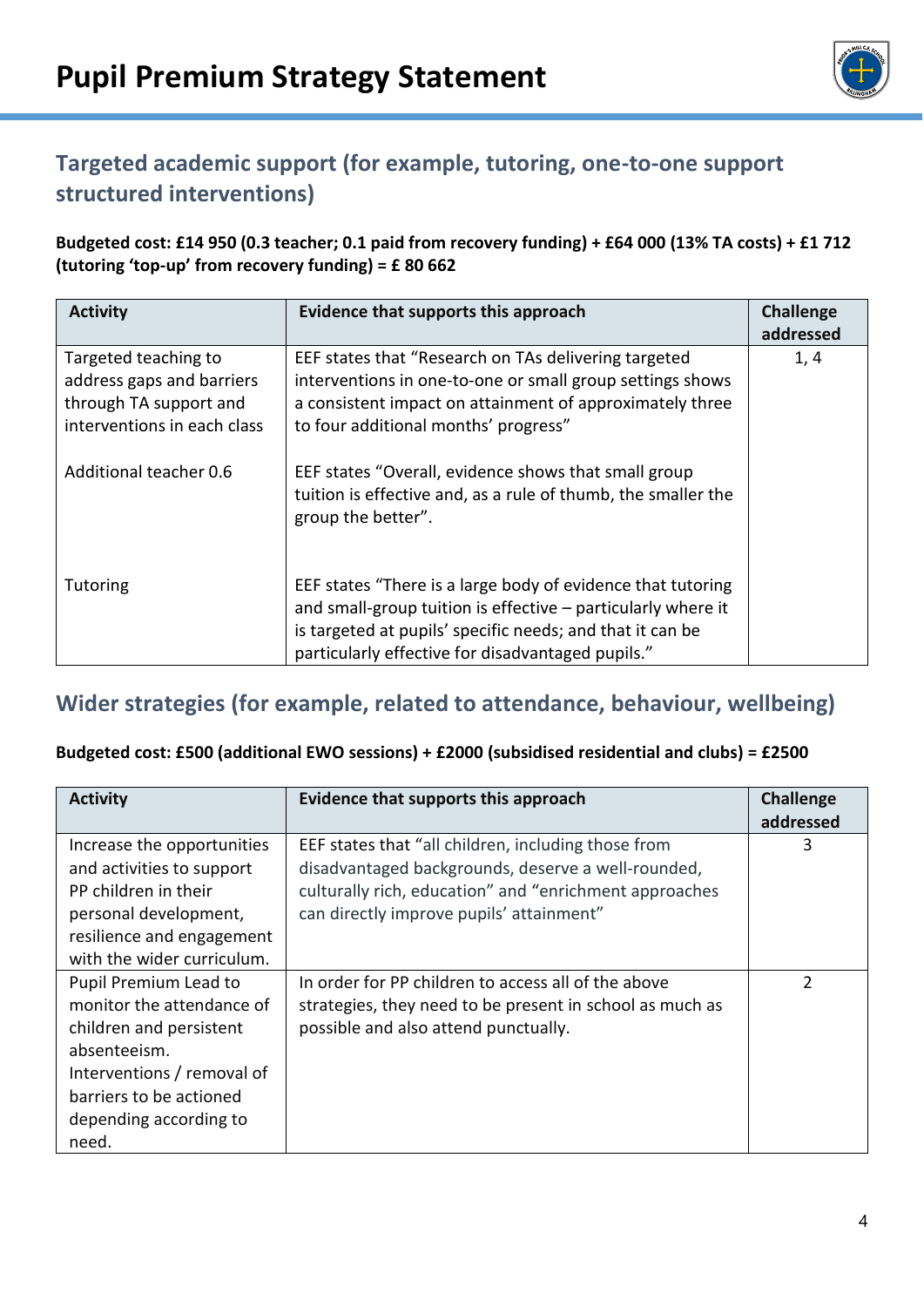## Targeted academic support (for example, tutoring, one-to-one support structured interventions)

**Budgeted cost: £14 950 (0.3 teacher; 0.1 paid from recovery funding) + £64 000 (13% TA costs) + £1 712 (tutoring 'top-up' from recovery funding) = £ 80 662**

| Activity | Evidence that supports this approach | Challenge addressed |
|---|---|---|
| Targeted teaching to address gaps and barriers through TA support and interventions in each class<br><br>Additional teacher 0.6<br><br>Tutoring | EEF states that "Research on TAs delivering targeted interventions in one-to-one or small group settings shows a consistent impact on attainment of approximately three to four additional months' progress"<br><br>EEF states "Overall, evidence shows that small group tuition is effective and, as a rule of thumb, the smaller the group the better".<br><br>EEF states "There is a large body of evidence that tutoring and small-group tuition is effective – particularly where it is targeted at pupils' specific needs; and that it can be particularly effective for disadvantaged pupils." | 1, 4 |

## Wider strategies (for example, related to attendance, behaviour, wellbeing)

**Budgeted cost: £500 (additional EWO sessions) + £2000 (subsidised residential and clubs) = £2500**

| Activity | Evidence that supports this approach | Challenge addressed |
|---|---|---|
| Increase the opportunities and activities to support PP children in their personal development, resilience and engagement with the wider curriculum. | EEF states that "all children, including those from disadvantaged backgrounds, deserve a well-rounded, culturally rich, education" and "enrichment approaches can directly improve pupils' attainment" | 3 |
| Pupil Premium Lead to monitor the attendance of children and persistent absenteeism. Interventions / removal of barriers to be actioned depending according to need. | In order for PP children to access all of the above strategies, they need to be present in school as much as possible and also attend punctually. | 2 |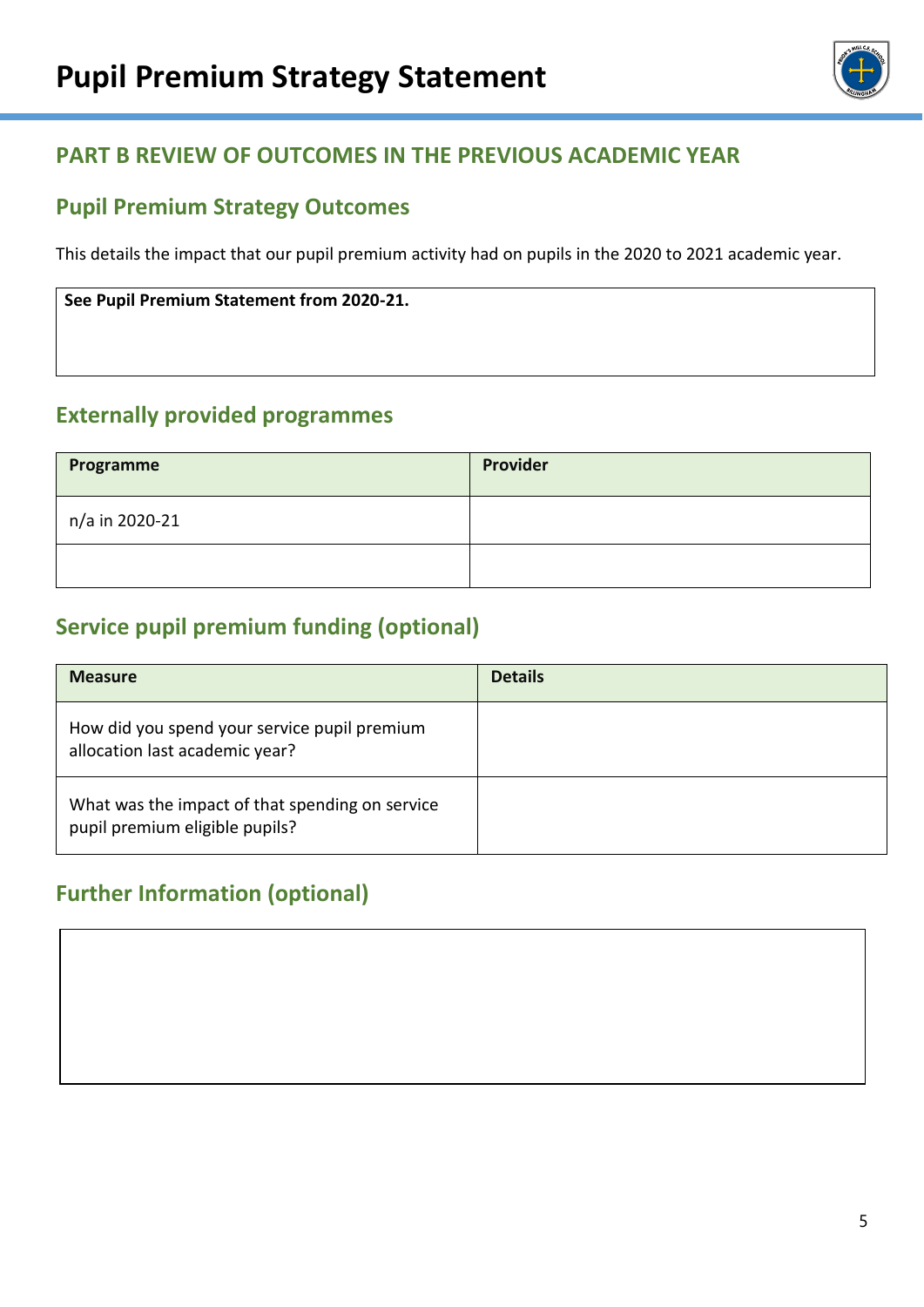# Pupil Premium Strategy Statement

## PART B REVIEW OF OUTCOMES IN THE PREVIOUS ACADEMIC YEAR

### Pupil Premium Strategy Outcomes

This details the impact that our pupil premium activity had on pupils in the 2020 to 2021 academic year.

| |
|---|
| **See Pupil Premium Statement from 2020-21.** |

### Externally provided programmes

| Programme | Provider |
|---|---|
| n/a in 2020-21 | |
| | |

### Service pupil premium funding (optional)

| Measure | Details |
|---|---|
| How did you spend your service pupil premium allocation last academic year? | |
| What was the impact of that spending on service pupil premium eligible pupils? | |

### Further Information (optional)

| |
|---|
| |